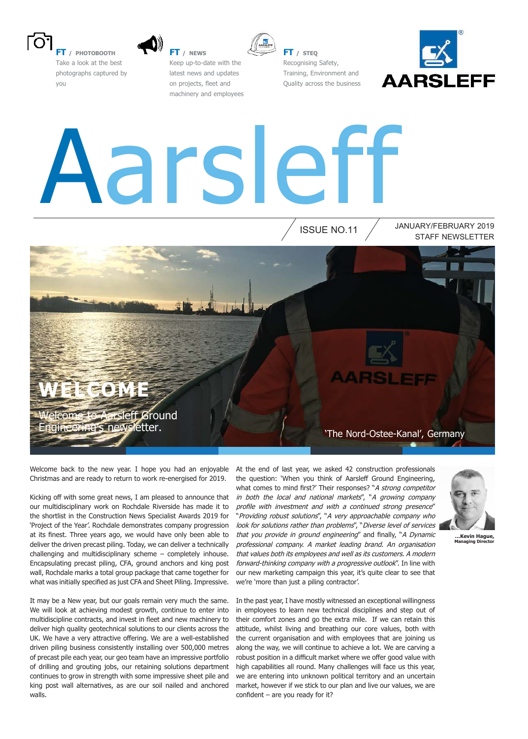**FT** / PHOTOBOOTH
Take a look at the best photographs captured by you

**FT** / NEWS
Keep up-to-date with the latest news and updates on projects, fleet and machinery and employees

**FT** / STEQ
Recognising Safety, Training, Environment and Quality across the business

AARSLEFF

# Aarsleff

ISSUE NO.11

JANUARY/FEBRUARY 2019
STAFF NEWSLETTER

## WELCOME

Welcome to Aarsleff Ground Engineering's newsletter.

'The Nord-Ostee-Kanal', Germany

Welcome back to the new year. I hope you had an enjoyable Christmas and are ready to return to work re-energised for 2019.

Kicking off with some great news, I am pleased to announce that our multidisciplinary work on Rochdale Riverside has made it to the shortlist in the Construction News Specialist Awards 2019 for 'Project of the Year'. Rochdale demonstrates company progression at its finest. Three years ago, we would have only been able to deliver the driven precast piling. Today, we can deliver a technically challenging and multidisciplinary scheme – completely inhouse. Encapsulating precast piling, CFA, ground anchors and king post wall, Rochdale marks a total group package that came together for what was initially specified as just CFA and Sheet Piling. Impressive.

It may be a New year, but our goals remain very much the same. We will look at achieving modest growth, continue to enter into multidiscipline contracts, and invest in fleet and new machinery to deliver high quality geotechnical solutions to our clients across the UK. We have a very attractive offering. We are a well-established driven piling business consistently installing over 500,000 metres of precast pile each year, our geo team have an impressive portfolio of drilling and grouting jobs, our retaining solutions department continues to grow in strength with some impressive sheet pile and king post wall alternatives, as are our soil nailed and anchored walls.

At the end of last year, we asked 42 construction professionals the question: 'When you think of Aarsleff Ground Engineering, what comes to mind first?' Their responses? "*A strong competitor in both the local and national markets*", "*A growing company profile with investment and with a continued strong presence*" "*Providing robust solutions*", "*A very approachable company who look for solutions rather than problems*", "*Diverse level of services that you provide in ground engineering*" and finally, "*A Dynamic professional company. A market leading brand. An organisation that values both its employees and well as its customers. A modern forward-thinking company with a progressive outlook*". In line with our new marketing campaign this year, it's quite clear to see that we're 'more than just a piling contractor'.

In the past year, I have mostly witnessed an exceptional willingness in employees to learn new technical disciplines and step out of their comfort zones and go the extra mile. If we can retain this attitude, whilst living and breathing our core values, both with the current organisation and with employees that are joining us along the way, we will continue to achieve a lot. We are carving a robust position in a difficult market where we offer good value with high capabilities all round. Many challenges will face us this year, we are entering into unknown political territory and an uncertain market, however if we stick to our plan and live our values, we are confident – are you ready for it?

**...Kevin Hague, Managing Director**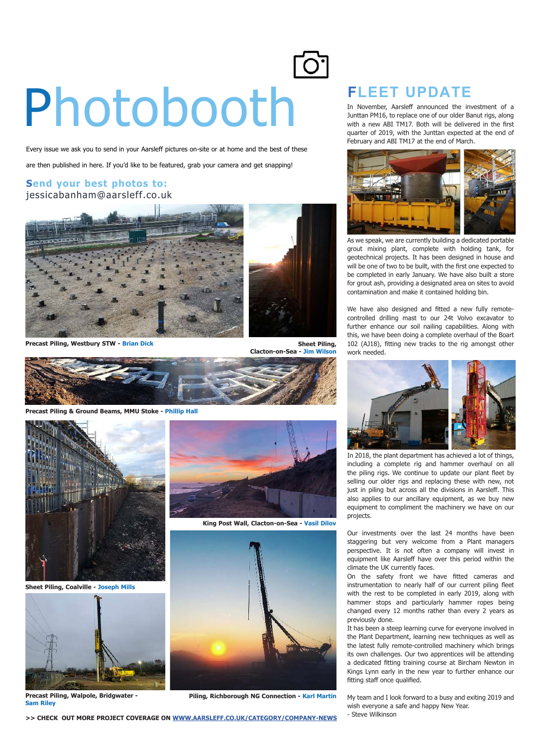# Photobooth

Every issue we ask you to send in your Aarsleff pictures on-site or at home and the best of these are then published in here. If you'd like to be featured, grab your camera and get snapping!

**Send your best photos to:**
jessicabanham@aarsleff.co.uk

**Precast Piling, Westbury STW - Brian Dick**

**Sheet Piling, Clacton-on-Sea - Jim Wilson**

**Precast Piling & Ground Beams, MMU Stoke - Phillip Hall**

**Sheet Piling, Coalville - Joseph Mills**

**King Post Wall, Clacton-on-Sea - Vasil Dilov**

**Precast Piling, Walpole, Bridgwater - Sam Riley**

**Piling, Richborough NG Connection - Karl Martin**

**>> CHECK OUT MORE PROJECT COVERAGE ON WWW.AARSLEFF.CO.UK/CATEGORY/COMPANY-NEWS**

## FLEET UPDATE

In November, Aarsleff announced the investment of a Junttan PM16, to replace one of our older Banut rigs, along with a new ABI TM17. Both will be delivered in the first quarter of 2019, with the Junttan expected at the end of February and ABI TM17 at the end of March.

As we speak, we are currently building a dedicated portable grout mixing plant, complete with holding tank, for geotechnical projects. It has been designed in house and will be one of two to be built, with the first one expected to be completed in early January. We have also built a store for grout ash, providing a designated area on sites to avoid contamination and make it contained holding bin.

We have also designed and fitted a new fully remote-controlled drilling mast to our 24t Volvo excavator to further enhance our soil nailing capabilities. Along with this, we have been doing a complete overhaul of the Boart 102 (AJ18), fitting new tracks to the rig amongst other work needed.

In 2018, the plant department has achieved a lot of things, including a complete rig and hammer overhaul on all the piling rigs. We continue to update our plant fleet by selling our older rigs and replacing these with new, not just in piling but across all the divisions in Aarsleff. This also applies to our ancillary equipment, as we buy new equipment to compliment the machinery we have on our projects.

Our investments over the last 24 months have been staggering but very welcome from a Plant managers perspective. It is not often a company will invest in equipment like Aarsleff have over this period within the climate the UK currently faces.

On the safety front we have fitted cameras and instrumentation to nearly half of our current piling fleet with the rest to be completed in early 2019, along with hammer stops and particularly hammer ropes being changed every 12 months rather than every 2 years as previously done.

It has been a steep learning curve for everyone involved in the Plant Department, learning new techniques as well as the latest fully remote-controlled machinery which brings its own challenges. Our two apprentices will be attending a dedicated fitting training course at Bircham Newton in Kings Lynn early in the new year to further enhance our fitting staff once qualified.

My team and I look forward to a busy and exiting 2019 and wish everyone a safe and happy New Year.
- Steve Wilkinson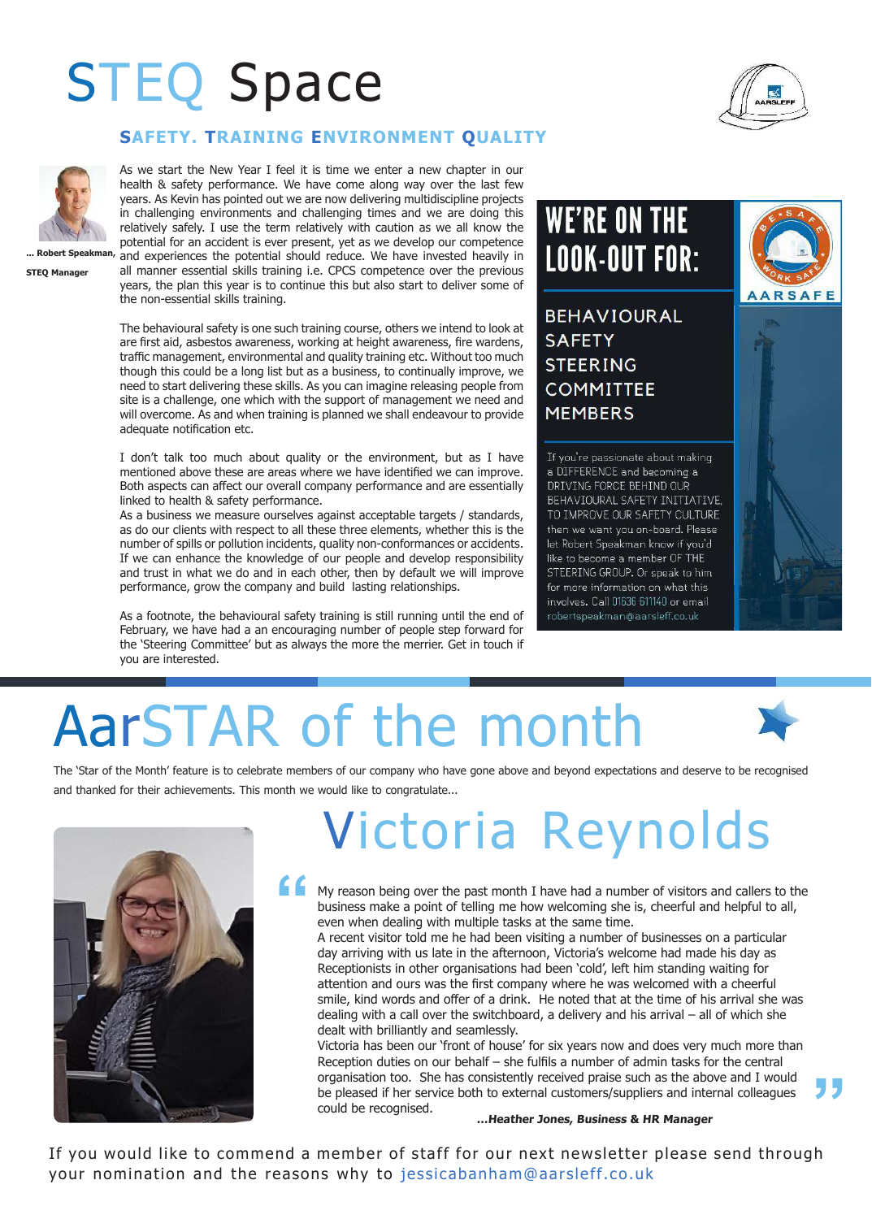# STEQ Space

## SAFETY. TRAINING ENVIRONMENT QUALITY

... Robert Speakman, STEQ Manager

As we start the New Year I feel it is time we enter a new chapter in our health & safety performance. We have come along way over the last few years. As Kevin has pointed out we are now delivering multidiscipline projects in challenging environments and challenging times and we are doing this relatively safely. I use the term relatively with caution as we all know the potential for an accident is ever present, yet as we develop our competence and experiences the potential should reduce. We have invested heavily in all manner essential skills training i.e. CPCS competence over the previous years, the plan this year is to continue this but also start to deliver some of the non-essential skills training.

The behavioural safety is one such training course, others we intend to look at are first aid, asbestos awareness, working at height awareness, fire wardens, traffic management, environmental and quality training etc. Without too much though this could be a long list but as a business, to continually improve, we need to start delivering these skills. As you can imagine releasing people from site is a challenge, one which with the support of management we need and will overcome. As and when training is planned we shall endeavour to provide adequate notification etc.

I don't talk too much about quality or the environment, but as I have mentioned above these are areas where we have identified we can improve. Both aspects can affect our overall company performance and are essentially linked to health & safety performance.
As a business we measure ourselves against acceptable targets / standards, as do our clients with respect to all these three elements, whether this is the number of spills or pollution incidents, quality non-conformances or accidents. If we can enhance the knowledge of our people and develop responsibility and trust in what we do and in each other, then by default we will improve performance, grow the company and build lasting relationships.

As a footnote, the behavioural safety training is still running until the end of February, we have had a an encouraging number of people step forward for the 'Steering Committee' but as always the more the merrier. Get in touch if you are interested.

### WE'RE ON THE LOOK-OUT FOR:

BEHAVIOURAL SAFETY STEERING COMMITTEE MEMBERS

If you're passionate about making a DIFFERENCE and becoming a DRIVING FORCE BEHIND OUR BEHAVIOURAL SAFETY INITIATIVE, TO IMPROVE OUR SAFETY CULTURE then we want you on-board. Please let Robert Speakman know if you'd like to become a member OF THE STEERING GROUP. Or speak to him for more information on what this involves. Call 01636 611140 or email robertspeakman@aarsleff.co.uk

BE SAFE WORK SAFE
AARSAFE

# AarSTAR of the month

The 'Star of the Month' feature is to celebrate members of our company who have gone above and beyond expectations and deserve to be recognised and thanked for their achievements. This month we would like to congratulate...

## Victoria Reynolds

"My reason being over the past month I have had a number of visitors and callers to the business make a point of telling me how welcoming she is, cheerful and helpful to all, even when dealing with multiple tasks at the same time.
A recent visitor told me he had been visiting a number of businesses on a particular day arriving with us late in the afternoon, Victoria's welcome had made his day as Receptionists in other organisations had been 'cold', left him standing waiting for attention and ours was the first company where he was welcomed with a cheerful smile, kind words and offer of a drink. He noted that at the time of his arrival she was dealing with a call over the switchboard, a delivery and his arrival – all of which she dealt with brilliantly and seamlessly.
Victoria has been our 'front of house' for six years now and does very much more than Reception duties on our behalf – she fulfils a number of admin tasks for the central organisation too. She has consistently received praise such as the above and I would be pleased if her service both to external customers/suppliers and internal colleagues could be recognised."

***...Heather Jones, Business & HR Manager***

If you would like to commend a member of staff for our next newsletter please send through your nomination and the reasons why to jessicabanham@aarsleff.co.uk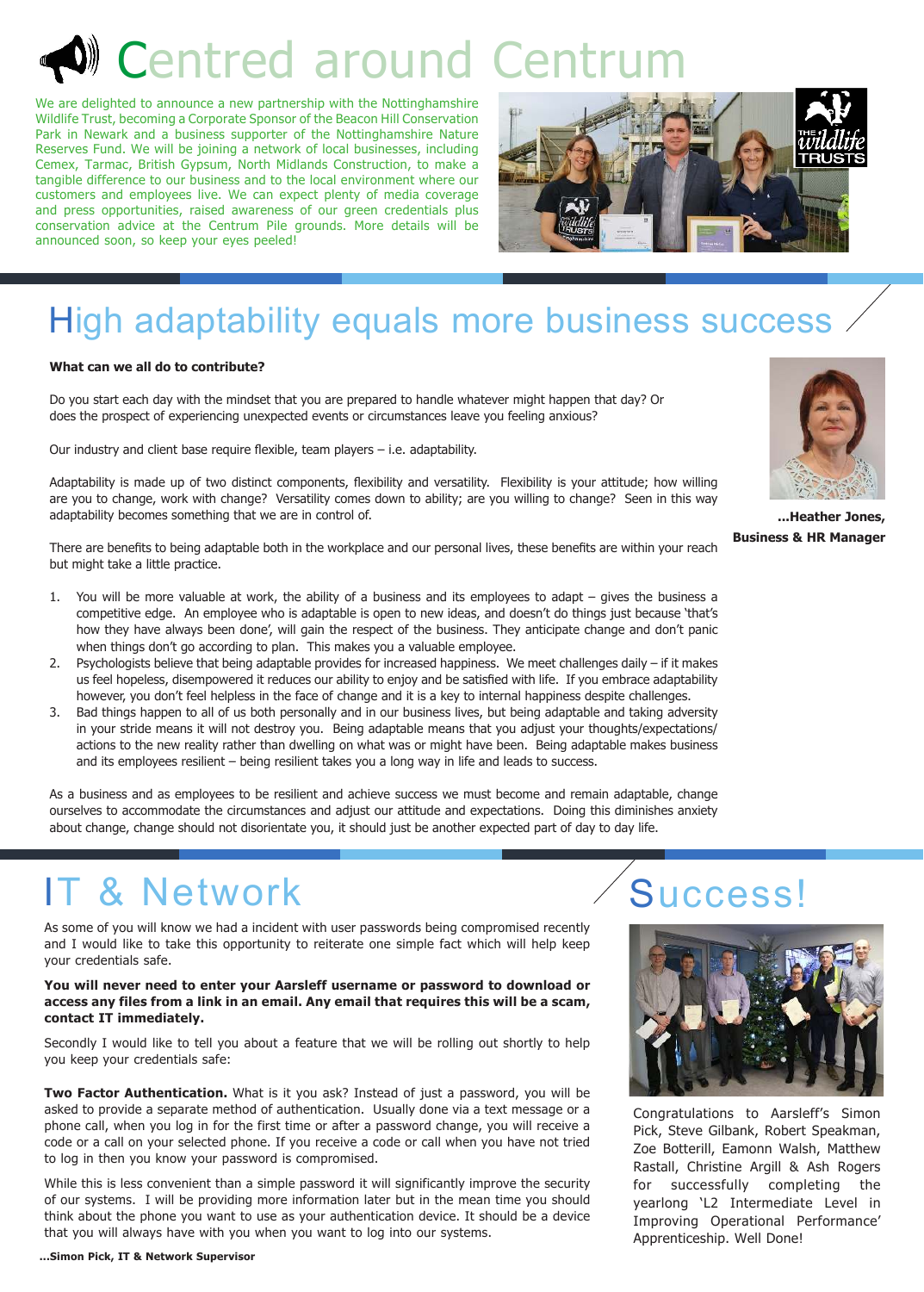# Centred around Centrum

We are delighted to announce a new partnership with the Nottinghamshire Wildlife Trust, becoming a Corporate Sponsor of the Beacon Hill Conservation Park in Newark and a business supporter of the Nottinghamshire Nature Reserves Fund. We will be joining a network of local businesses, including Cemex, Tarmac, British Gypsum, North Midlands Construction, to make a tangible difference to our business and to the local environment where our customers and employees live. We can expect plenty of media coverage and press opportunities, raised awareness of our green credentials plus conservation advice at the Centrum Pile grounds. More details will be announced soon, so keep your eyes peeled!

# High adaptability equals more business success

**What can we all do to contribute?**

Do you start each day with the mindset that you are prepared to handle whatever might happen that day? Or does the prospect of experiencing unexpected events or circumstances leave you feeling anxious?

Our industry and client base require flexible, team players – i.e. adaptability.

Adaptability is made up of two distinct components, flexibility and versatility. Flexibility is your attitude; how willing are you to change, work with change? Versatility comes down to ability; are you willing to change? Seen in this way adaptability becomes something that we are in control of.

There are benefits to being adaptable both in the workplace and our personal lives, these benefits are within your reach but might take a little practice.

1. You will be more valuable at work, the ability of a business and its employees to adapt – gives the business a competitive edge. An employee who is adaptable is open to new ideas, and doesn't do things just because 'that's how they have always been done', will gain the respect of the business. They anticipate change and don't panic when things don't go according to plan. This makes you a valuable employee.
2. Psychologists believe that being adaptable provides for increased happiness. We meet challenges daily – if it makes us feel hopeless, disempowered it reduces our ability to enjoy and be satisfied with life. If you embrace adaptability however, you don't feel helpless in the face of change and it is a key to internal happiness despite challenges.
3. Bad things happen to all of us both personally and in our business lives, but being adaptable and taking adversity in your stride means it will not destroy you. Being adaptable means that you adjust your thoughts/expectations/actions to the new reality rather than dwelling on what was or might have been. Being adaptable makes business and its employees resilient – being resilient takes you a long way in life and leads to success.

As a business and as employees to be resilient and achieve success we must become and remain adaptable, change ourselves to accommodate the circumstances and adjust our attitude and expectations. Doing this diminishes anxiety about change, change should not disorientate you, it should just be another expected part of day to day life.

**...Heather Jones, Business & HR Manager**

# IT & Network

As some of you will know we had a incident with user passwords being compromised recently and I would like to take this opportunity to reiterate one simple fact which will help keep your credentials safe.

**You will never need to enter your Aarsleff username or password to download or access any files from a link in an email. Any email that requires this will be a scam, contact IT immediately.**

Secondly I would like to tell you about a feature that we will be rolling out shortly to help you keep your credentials safe:

**Two Factor Authentication.** What is it you ask? Instead of just a password, you will be asked to provide a separate method of authentication. Usually done via a text message or a phone call, when you log in for the first time or after a password change, you will receive a code or a call on your selected phone. If you receive a code or call when you have not tried to log in then you know your password is compromised.

While this is less convenient than a simple password it will significantly improve the security of our systems. I will be providing more information later but in the mean time you should think about the phone you want to use as your authentication device. It should be a device that you will always have with you when you want to log into our systems.

**...Simon Pick, IT & Network Supervisor**

# Success!

Congratulations to Aarsleff's Simon Pick, Steve Gilbank, Robert Speakman, Zoe Botterill, Eamonn Walsh, Matthew Rastall, Christine Argill & Ash Rogers for successfully completing the yearlong 'L2 Intermediate Level in Improving Operational Performance' Apprenticeship. Well Done!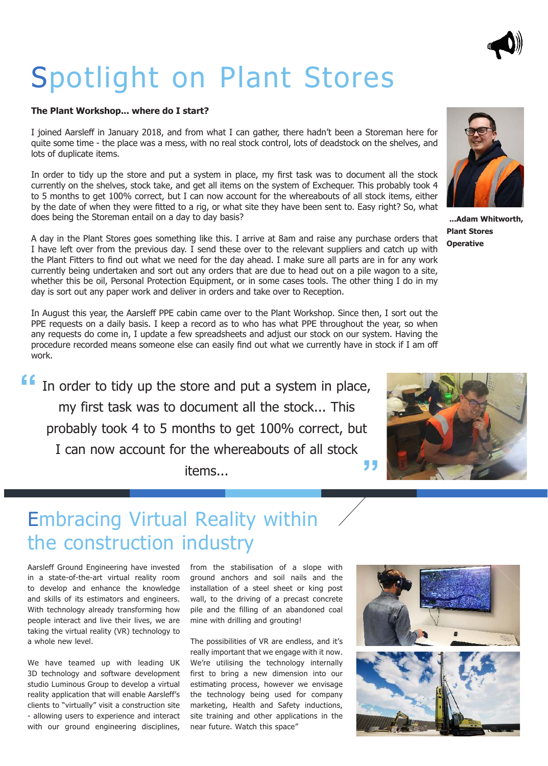# Spotlight on Plant Stores

**The Plant Workshop... where do I start?**

I joined Aarsleff in January 2018, and from what I can gather, there hadn't been a Storeman here for quite some time - the place was a mess, with no real stock control, lots of deadstock on the shelves, and lots of duplicate items.

In order to tidy up the store and put a system in place, my first task was to document all the stock currently on the shelves, stock take, and get all items on the system of Exchequer. This probably took 4 to 5 months to get 100% correct, but I can now account for the whereabouts of all stock items, either by the date of when they were fitted to a rig, or what site they have been sent to. Easy right? So, what does being the Storeman entail on a day to day basis?

A day in the Plant Stores goes something like this. I arrive at 8am and raise any purchase orders that I have left over from the previous day. I send these over to the relevant suppliers and catch up with the Plant Fitters to find out what we need for the day ahead. I make sure all parts are in for any work currently being undertaken and sort out any orders that are due to head out on a pile wagon to a site, whether this be oil, Personal Protection Equipment, or in some cases tools. The other thing I do in my day is sort out any paper work and deliver in orders and take over to Reception.

In August this year, the Aarsleff PPE cabin came over to the Plant Workshop. Since then, I sort out the PPE requests on a daily basis. I keep a record as to who has what PPE throughout the year, so when any requests do come in, I update a few spreadsheets and adjust our stock on our system. Having the procedure recorded means someone else can easily find out what we currently have in stock if I am off work.

**...Adam Whitworth, Plant Stores Operative**

> "In order to tidy up the store and put a system in place, my first task was to document all the stock... This probably took 4 to 5 months to get 100% correct, but I can now account for the whereabouts of all stock items..."

# Embracing Virtual Reality within the construction industry

Aarsleff Ground Engineering have invested in a state-of-the-art virtual reality room to develop and enhance the knowledge and skills of its estimators and engineers. With technology already transforming how people interact and live their lives, we are taking the virtual reality (VR) technology to a whole new level.

We have teamed up with leading UK 3D technology and software development studio Luminous Group to develop a virtual reality application that will enable Aarsleff's clients to "virtually" visit a construction site - allowing users to experience and interact with our ground engineering disciplines, from the stabilisation of a slope with ground anchors and soil nails and the installation of a steel sheet or king post wall, to the driving of a precast concrete pile and the filling of an abandoned coal mine with drilling and grouting!

The possibilities of VR are endless, and it's really important that we engage with it now. We're utilising the technology internally first to bring a new dimension into our estimating process, however we envisage the technology being used for company marketing, Health and Safety inductions, site training and other applications in the near future. Watch this space"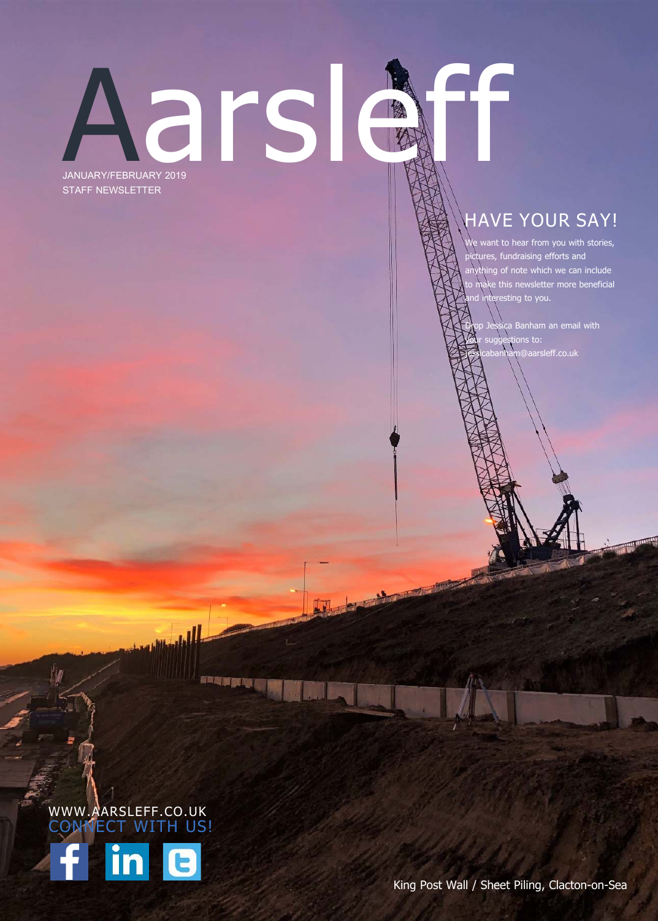# Aarsleff

JANUARY/FEBRUARY 2019
STAFF NEWSLETTER

## HAVE YOUR SAY!

We want to hear from you with stories, pictures, fundraising efforts and anything of note which we can include to make this newsletter more beneficial and interesting to you.

Drop Jessica Banham an email with your suggestions to: jessicabanham@aarsleff.co.uk

WWW.AARSLEFF.CO.UK
CONNECT WITH US!

King Post Wall / Sheet Piling, Clacton-on-Sea